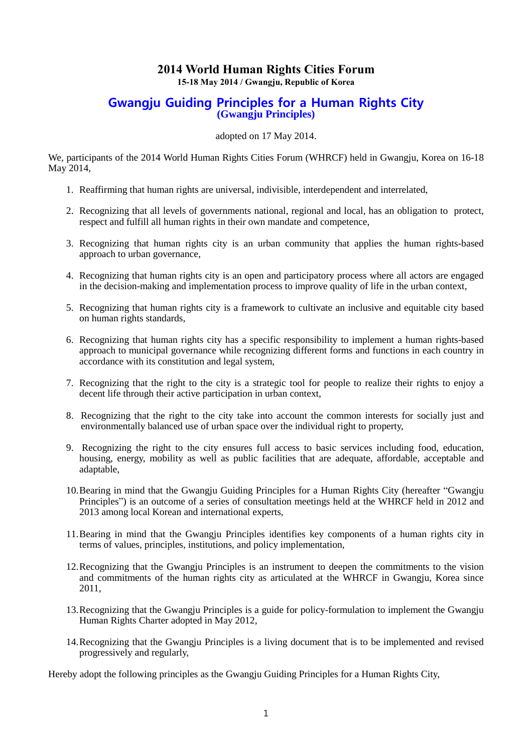# 2014 World Human Rights Cities Forum

**15-18 May 2014 / Gwangju, Republic of Korea**

## Gwangju Guiding Principles for a Human Rights City

**(Gwangju Principles)**

adopted on 17 May 2014.

We, participants of the 2014 World Human Rights Cities Forum (WHRCF) held in Gwangju, Korea on 16-18 May 2014,

1. Reaffirming that human rights are universal, indivisible, interdependent and interrelated,

2. Recognizing that all levels of governments national, regional and local, has an obligation to protect, respect and fulfill all human rights in their own mandate and competence,

3. Recognizing that human rights city is an urban community that applies the human rights-based approach to urban governance,

4. Recognizing that human rights city is an open and participatory process where all actors are engaged in the decision-making and implementation process to improve quality of life in the urban context,

5. Recognizing that human rights city is a framework to cultivate an inclusive and equitable city based on human rights standards,

6. Recognizing that human rights city has a specific responsibility to implement a human rights-based approach to municipal governance while recognizing different forms and functions in each country in accordance with its constitution and legal system,

7. Recognizing that the right to the city is a strategic tool for people to realize their rights to enjoy a decent life through their active participation in urban context,

8. Recognizing that the right to the city take into account the common interests for socially just and environmentally balanced use of urban space over the individual right to property,

9. Recognizing the right to the city ensures full access to basic services including food, education, housing, energy, mobility as well as public facilities that are adequate, affordable, acceptable and adaptable,

10. Bearing in mind that the Gwangju Guiding Principles for a Human Rights City (hereafter "Gwangju Principles") is an outcome of a series of consultation meetings held at the WHRCF held in 2012 and 2013 among local Korean and international experts,

11. Bearing in mind that the Gwangju Principles identifies key components of a human rights city in terms of values, principles, institutions, and policy implementation,

12. Recognizing that the Gwangju Principles is an instrument to deepen the commitments to the vision and commitments of the human rights city as articulated at the WHRCF in Gwangju, Korea since 2011,

13. Recognizing that the Gwangju Principles is a guide for policy-formulation to implement the Gwangju Human Rights Charter adopted in May 2012,

14. Recognizing that the Gwangju Principles is a living document that is to be implemented and revised progressively and regularly,

Hereby adopt the following principles as the Gwangju Guiding Principles for a Human Rights City,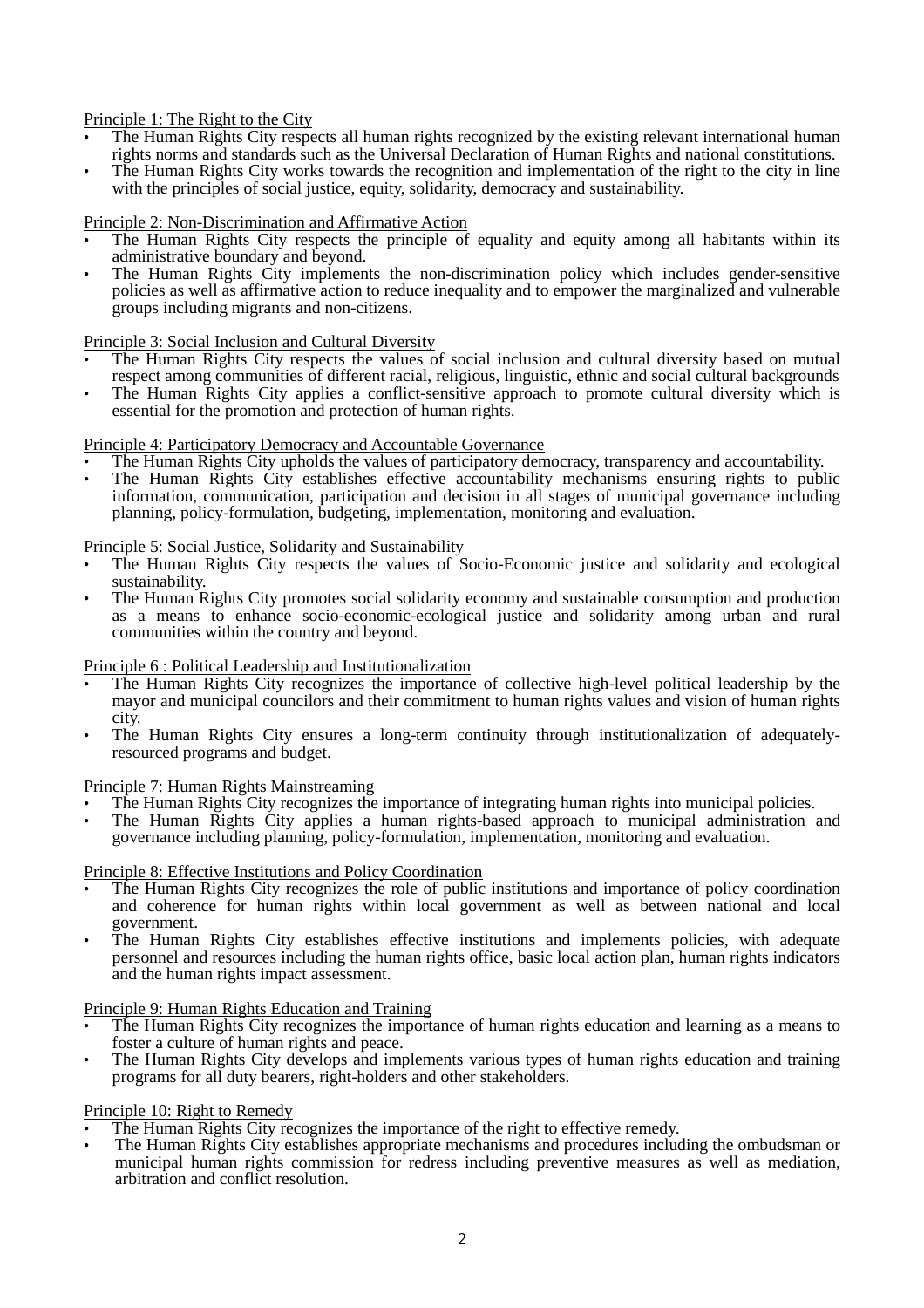Principle 1: The Right to the City

- The Human Rights City respects all human rights recognized by the existing relevant international human rights norms and standards such as the Universal Declaration of Human Rights and national constitutions.
- The Human Rights City works towards the recognition and implementation of the right to the city in line with the principles of social justice, equity, solidarity, democracy and sustainability.

Principle 2: Non-Discrimination and Affirmative Action

- The Human Rights City respects the principle of equality and equity among all habitants within its administrative boundary and beyond.
- The Human Rights City implements the non-discrimination policy which includes gender-sensitive policies as well as affirmative action to reduce inequality and to empower the marginalized and vulnerable groups including migrants and non-citizens.

Principle 3: Social Inclusion and Cultural Diversity

- The Human Rights City respects the values of social inclusion and cultural diversity based on mutual respect among communities of different racial, religious, linguistic, ethnic and social cultural backgrounds
- The Human Rights City applies a conflict-sensitive approach to promote cultural diversity which is essential for the promotion and protection of human rights.

Principle 4: Participatory Democracy and Accountable Governance

- The Human Rights City upholds the values of participatory democracy, transparency and accountability.
- The Human Rights City establishes effective accountability mechanisms ensuring rights to public information, communication, participation and decision in all stages of municipal governance including planning, policy-formulation, budgeting, implementation, monitoring and evaluation.

Principle 5: Social Justice, Solidarity and Sustainability

- The Human Rights City respects the values of Socio-Economic justice and solidarity and ecological sustainability.
- The Human Rights City promotes social solidarity economy and sustainable consumption and production as a means to enhance socio-economic-ecological justice and solidarity among urban and rural communities within the country and beyond.

Principle 6 : Political Leadership and Institutionalization

- The Human Rights City recognizes the importance of collective high-level political leadership by the mayor and municipal councilors and their commitment to human rights values and vision of human rights city.
- The Human Rights City ensures a long-term continuity through institutionalization of adequately-resourced programs and budget.

Principle 7: Human Rights Mainstreaming

- The Human Rights City recognizes the importance of integrating human rights into municipal policies.
- The Human Rights City applies a human rights-based approach to municipal administration and governance including planning, policy-formulation, implementation, monitoring and evaluation.

Principle 8: Effective Institutions and Policy Coordination

- The Human Rights City recognizes the role of public institutions and importance of policy coordination and coherence for human rights within local government as well as between national and local government.
- The Human Rights City establishes effective institutions and implements policies, with adequate personnel and resources including the human rights office, basic local action plan, human rights indicators and the human rights impact assessment.

Principle 9: Human Rights Education and Training

- The Human Rights City recognizes the importance of human rights education and learning as a means to foster a culture of human rights and peace.
- The Human Rights City develops and implements various types of human rights education and training programs for all duty bearers, right-holders and other stakeholders.

Principle 10: Right to Remedy

- The Human Rights City recognizes the importance of the right to effective remedy.
- The Human Rights City establishes appropriate mechanisms and procedures including the ombudsman or municipal human rights commission for redress including preventive measures as well as mediation, arbitration and conflict resolution.